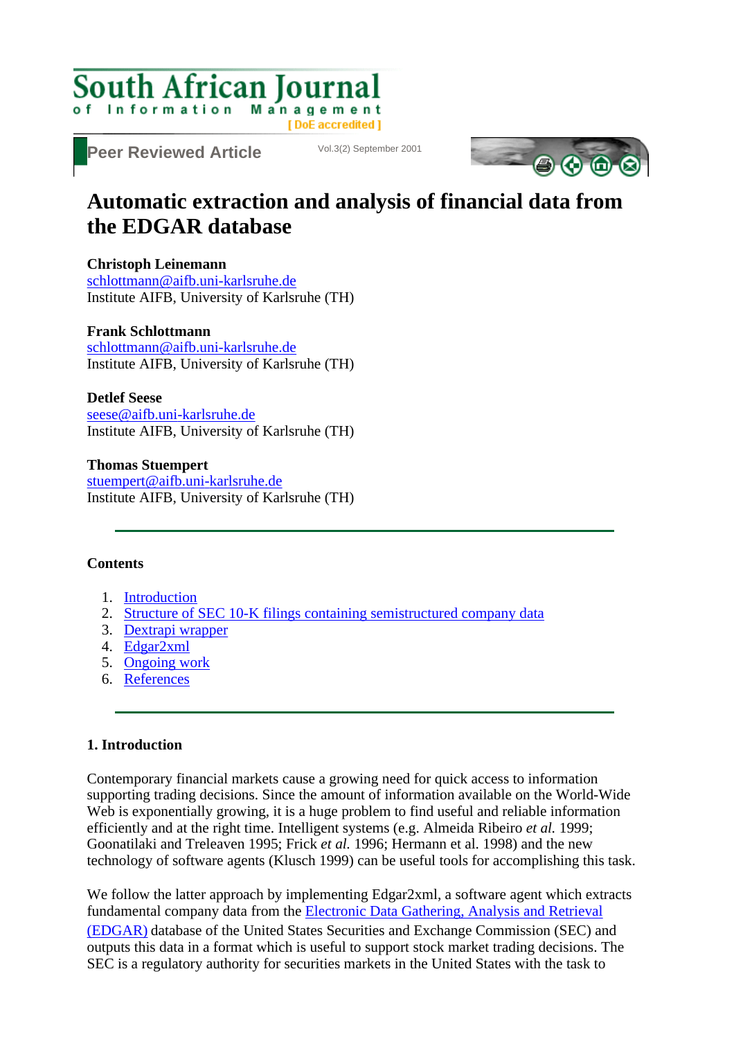# Automatic extraction and analysis of financial data from the EDGAR database

**Christoph Leinemann**
schlottmann@aifb.uni-karlsruhe.de
Institute AIFB, University of Karlsruhe (TH)

**Frank Schlottmann**
schlottmann@aifb.uni-karlsruhe.de
Institute AIFB, University of Karlsruhe (TH)

**Detlef Seese**
seese@aifb.uni-karlsruhe.de
Institute AIFB, University of Karlsruhe (TH)

**Thomas Stuempert**
stuempert@aifb.uni-karlsruhe.de
Institute AIFB, University of Karlsruhe (TH)

---

**Contents**

1. Introduction
2. Structure of SEC 10-K filings containing semistructured company data
3. Dextrapi wrapper
4. Edgar2xml
5. Ongoing work
6. References

---

## 1. Introduction

Contemporary financial markets cause a growing need for quick access to information supporting trading decisions. Since the amount of information available on the World-Wide Web is exponentially growing, it is a huge problem to find useful and reliable information efficiently and at the right time. Intelligent systems (e.g. Almeida Ribeiro *et al.* 1999; Goonatilaki and Treleaven 1995; Frick *et al.* 1996; Hermann et al. 1998) and the new technology of software agents (Klusch 1999) can be useful tools for accomplishing this task.

We follow the latter approach by implementing Edgar2xml, a software agent which extracts fundamental company data from the Electronic Data Gathering, Analysis and Retrieval (EDGAR) database of the United States Securities and Exchange Commission (SEC) and outputs this data in a format which is useful to support stock market trading decisions. The SEC is a regulatory authority for securities markets in the United States with the task to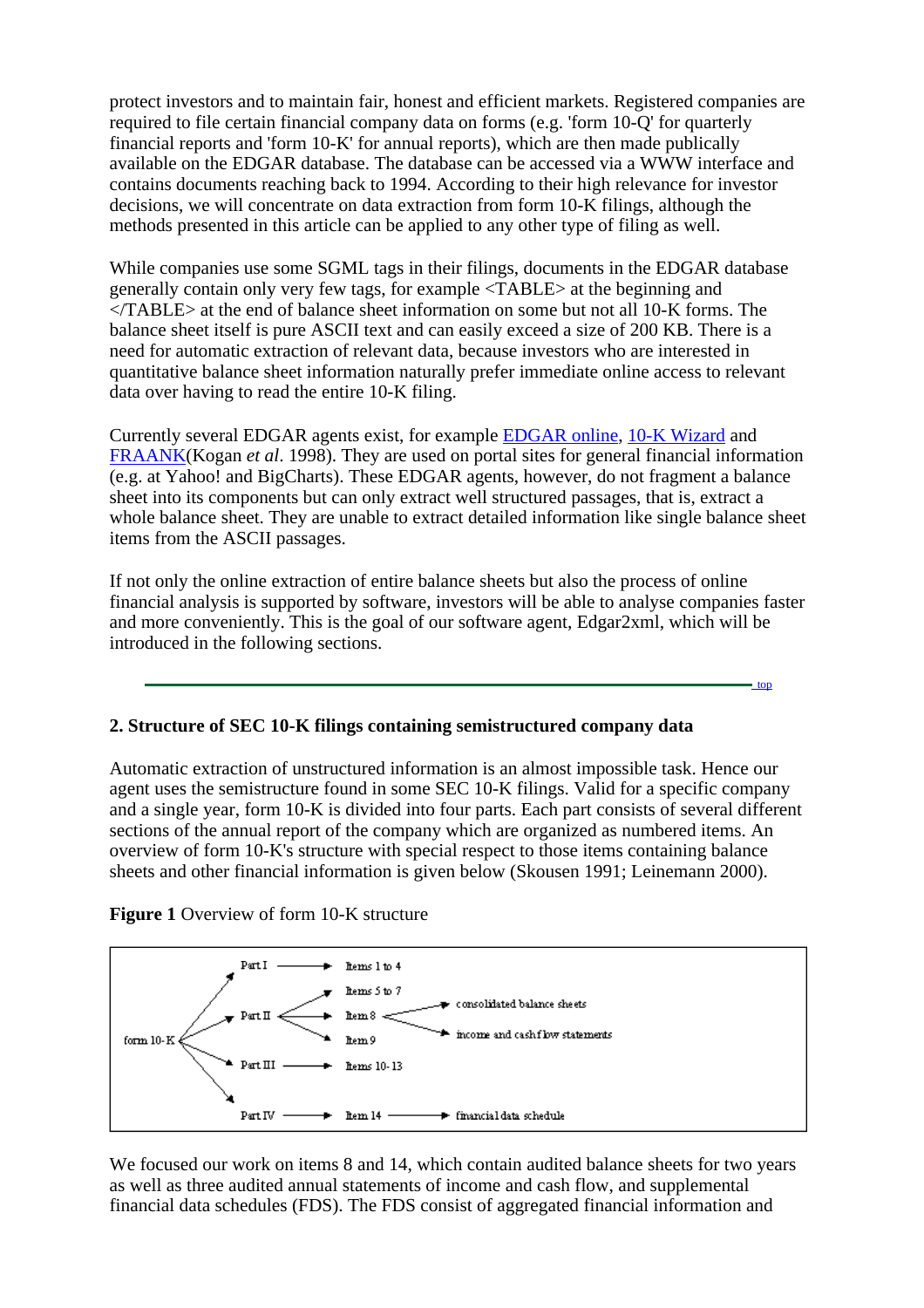protect investors and to maintain fair, honest and efficient markets. Registered companies are required to file certain financial company data on forms (e.g. 'form 10-Q' for quarterly financial reports and 'form 10-K' for annual reports), which are then made publically available on the EDGAR database. The database can be accessed via a WWW interface and contains documents reaching back to 1994. According to their high relevance for investor decisions, we will concentrate on data extraction from form 10-K filings, although the methods presented in this article can be applied to any other type of filing as well.

While companies use some SGML tags in their filings, documents in the EDGAR database generally contain only very few tags, for example <TABLE> at the beginning and </TABLE> at the end of balance sheet information on some but not all 10-K forms. The balance sheet itself is pure ASCII text and can easily exceed a size of 200 KB. There is a need for automatic extraction of relevant data, because investors who are interested in quantitative balance sheet information naturally prefer immediate online access to relevant data over having to read the entire 10-K filing.

Currently several EDGAR agents exist, for example EDGAR online, 10-K Wizard and FRAANK(Kogan *et al.* 1998). They are used on portal sites for general financial information (e.g. at Yahoo! and BigCharts). These EDGAR agents, however, do not fragment a balance sheet into its components but can only extract well structured passages, that is, extract a whole balance sheet. They are unable to extract detailed information like single balance sheet items from the ASCII passages.

If not only the online extraction of entire balance sheets but also the process of online financial analysis is supported by software, investors will be able to analyse companies faster and more conveniently. This is the goal of our software agent, Edgar2xml, which will be introduced in the following sections.

---

### 2. Structure of SEC 10-K filings containing semistructured company data

Automatic extraction of unstructured information is an almost impossible task. Hence our agent uses the semistructure found in some SEC 10-K filings. Valid for a specific company and a single year, form 10-K is divided into four parts. Each part consists of several different sections of the annual report of the company which are organized as numbered items. An overview of form 10-K's structure with special respect to those items containing balance sheets and other financial information is given below (Skousen 1991; Leinemann 2000).

**Figure 1** Overview of form 10-K structure

```
form 10-K
├── Part I   → Items 1 to 4
├── Part II  → Items 5 to 7
│            → Item 8 → consolidated balance sheets
│                     → income and cash flow statements
│            → Item 9
├── Part III → Items 10-13
└── Part IV  → Item 14 → financial data schedule
```

We focused our work on items 8 and 14, which contain audited balance sheets for two years as well as three audited annual statements of income and cash flow, and supplemental financial data schedules (FDS). The FDS consist of aggregated financial information and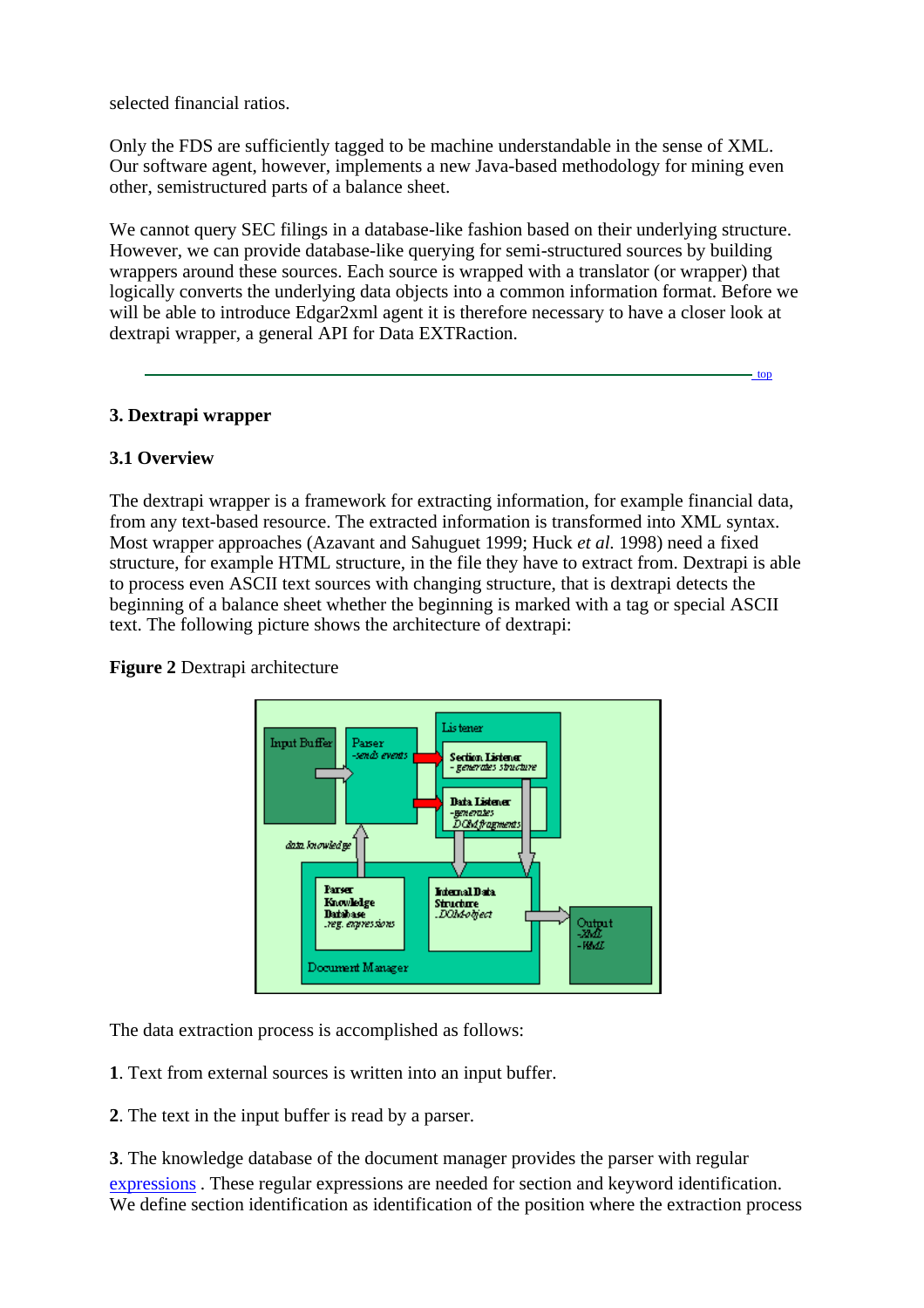selected financial ratios.

Only the FDS are sufficiently tagged to be machine understandable in the sense of XML. Our software agent, however, implements a new Java-based methodology for mining even other, semistructured parts of a balance sheet.

We cannot query SEC filings in a database-like fashion based on their underlying structure. However, we can provide database-like querying for semi-structured sources by building wrappers around these sources. Each source is wrapped with a translator (or wrapper) that logically converts the underlying data objects into a common information format. Before we will be able to introduce Edgar2xml agent it is therefore necessary to have a closer look at dextrapi wrapper, a general API for Data EXTRaction.

---

top

## 3. Dextrapi wrapper

### 3.1 Overview

The dextrapi wrapper is a framework for extracting information, for example financial data, from any text-based resource. The extracted information is transformed into XML syntax. Most wrapper approaches (Azavant and Sahuguet 1999; Huck *et al.* 1998) need a fixed structure, for example HTML structure, in the file they have to extract from. Dextrapi is able to process even ASCII text sources with changing structure, that is dextrapi detects the beginning of a balance sheet whether the beginning is marked with a tag or special ASCII text. The following picture shows the architecture of dextrapi:

**Figure 2** Dextrapi architecture

The data extraction process is accomplished as follows:

**1**. Text from external sources is written into an input buffer.

**2**. The text in the input buffer is read by a parser.

**3**. The knowledge database of the document manager provides the parser with regular expressions . These regular expressions are needed for section and keyword identification. We define section identification as identification of the position where the extraction process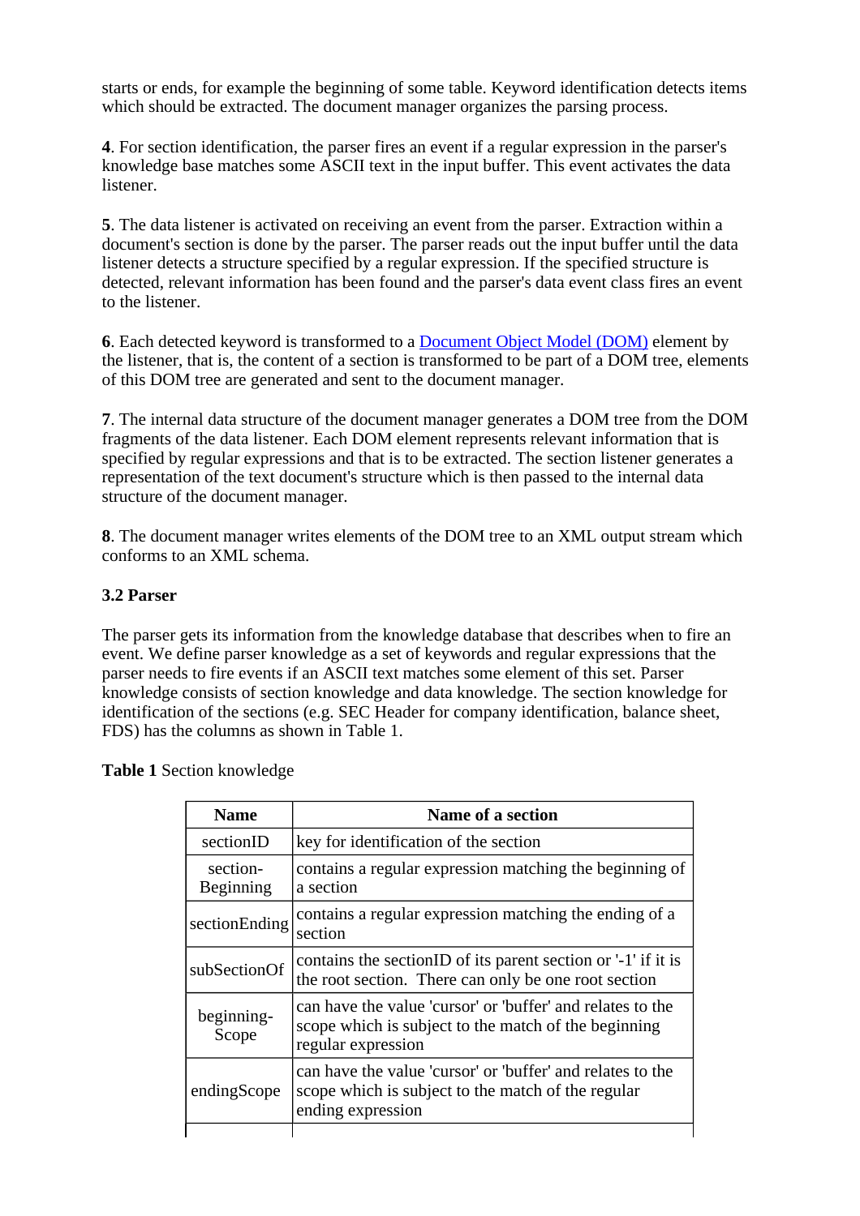starts or ends, for example the beginning of some table. Keyword identification detects items which should be extracted. The document manager organizes the parsing process.

**4**. For section identification, the parser fires an event if a regular expression in the parser's knowledge base matches some ASCII text in the input buffer. This event activates the data listener.

**5**. The data listener is activated on receiving an event from the parser. Extraction within a document's section is done by the parser. The parser reads out the input buffer until the data listener detects a structure specified by a regular expression. If the specified structure is detected, relevant information has been found and the parser's data event class fires an event to the listener.

**6**. Each detected keyword is transformed to a [Document Object Model (DOM)] element by the listener, that is, the content of a section is transformed to be part of a DOM tree, elements of this DOM tree are generated and sent to the document manager.

**7**. The internal data structure of the document manager generates a DOM tree from the DOM fragments of the data listener. Each DOM element represents relevant information that is specified by regular expressions and that is to be extracted. The section listener generates a representation of the text document's structure which is then passed to the internal data structure of the document manager.

**8**. The document manager writes elements of the DOM tree to an XML output stream which conforms to an XML schema.

### 3.2 Parser

The parser gets its information from the knowledge database that describes when to fire an event. We define parser knowledge as a set of keywords and regular expressions that the parser needs to fire events if an ASCII text matches some element of this set. Parser knowledge consists of section knowledge and data knowledge. The section knowledge for identification of the sections (e.g. SEC Header for company identification, balance sheet, FDS) has the columns as shown in Table 1.

**Table 1** Section knowledge

| Name | Name of a section |
|---|---|
| sectionID | key for identification of the section |
| section-Beginning | contains a regular expression matching the beginning of a section |
| sectionEnding | contains a regular expression matching the ending of a section |
| subSectionOf | contains the sectionID of its parent section or '-1' if it is the root section. There can only be one root section |
| beginning-Scope | can have the value 'cursor' or 'buffer' and relates to the scope which is subject to the match of the beginning regular expression |
| endingScope | can have the value 'cursor' or 'buffer' and relates to the scope which is subject to the match of the regular ending expression |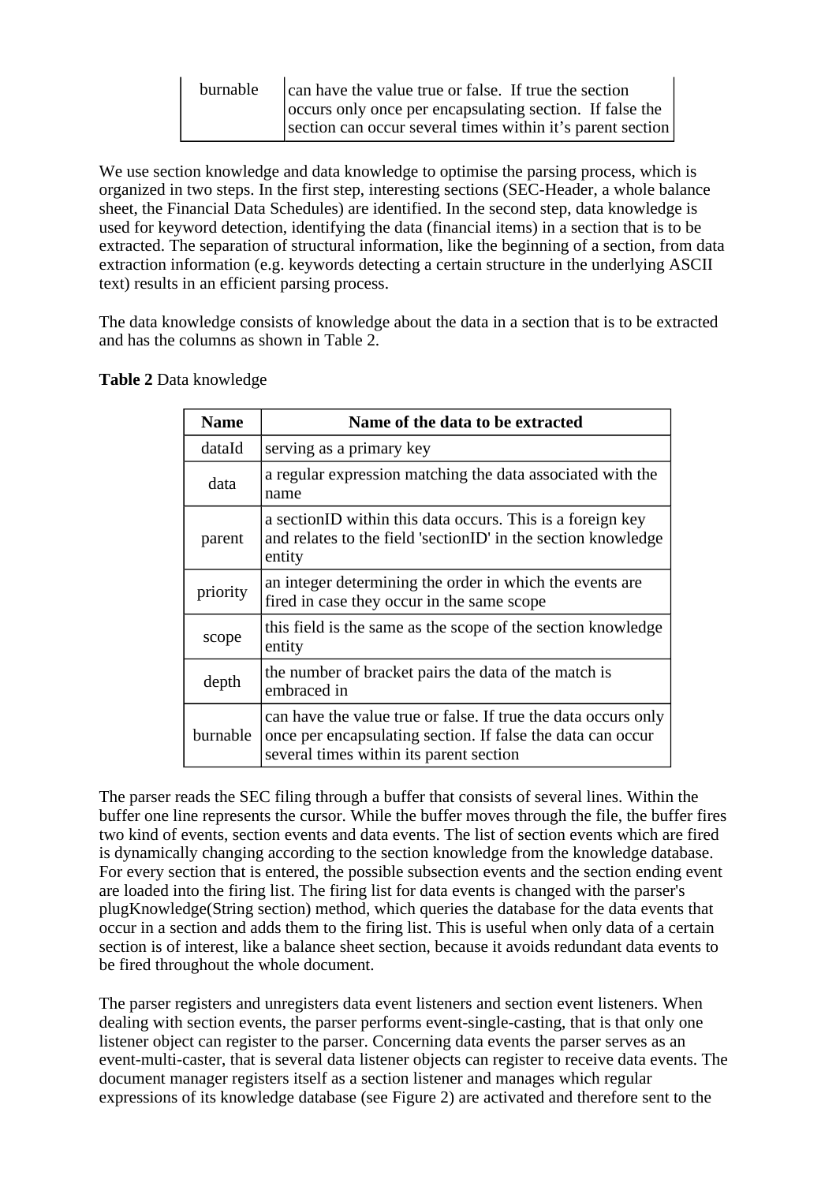| | |
|---|---|
| burnable | can have the value true or false.  If true the section occurs only once per encapsulating section.  If false the section can occur several times within it's parent section |

We use section knowledge and data knowledge to optimise the parsing process, which is organized in two steps. In the first step, interesting sections (SEC-Header, a whole balance sheet, the Financial Data Schedules) are identified. In the second step, data knowledge is used for keyword detection, identifying the data (financial items) in a section that is to be extracted. The separation of structural information, like the beginning of a section, from data extraction information (e.g. keywords detecting a certain structure in the underlying ASCII text) results in an efficient parsing process.

The data knowledge consists of knowledge about the data in a section that is to be extracted and has the columns as shown in Table 2.

**Table 2** Data knowledge

| Name | Name of the data to be extracted |
|---|---|
| dataId | serving as a primary key |
| data | a regular expression matching the data associated with the name |
| parent | a sectionID within this data occurs. This is a foreign key and relates to the field 'sectionID' in the section knowledge entity |
| priority | an integer determining the order in which the events are fired in case they occur in the same scope |
| scope | this field is the same as the scope of the section knowledge entity |
| depth | the number of bracket pairs the data of the match is embraced in |
| burnable | can have the value true or false. If true the data occurs only once per encapsulating section. If false the data can occur several times within its parent section |

The parser reads the SEC filing through a buffer that consists of several lines. Within the buffer one line represents the cursor. While the buffer moves through the file, the buffer fires two kind of events, section events and data events. The list of section events which are fired is dynamically changing according to the section knowledge from the knowledge database. For every section that is entered, the possible subsection events and the section ending event are loaded into the firing list. The firing list for data events is changed with the parser's plugKnowledge(String section) method, which queries the database for the data events that occur in a section and adds them to the firing list. This is useful when only data of a certain section is of interest, like a balance sheet section, because it avoids redundant data events to be fired throughout the whole document.

The parser registers and unregisters data event listeners and section event listeners. When dealing with section events, the parser performs event-single-casting, that is that only one listener object can register to the parser. Concerning data events the parser serves as an event-multi-caster, that is several data listener objects can register to receive data events. The document manager registers itself as a section listener and manages which regular expressions of its knowledge database (see Figure 2) are activated and therefore sent to the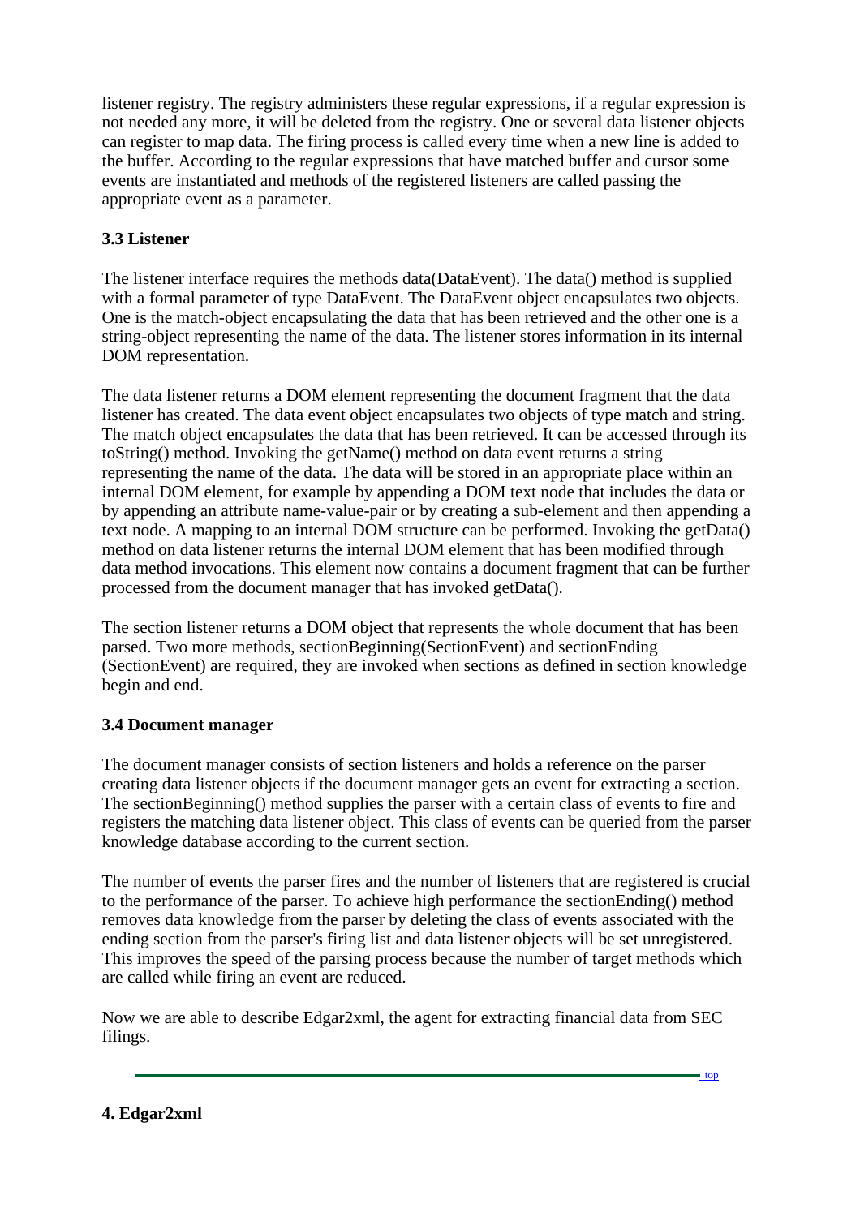listener registry. The registry administers these regular expressions, if a regular expression is not needed any more, it will be deleted from the registry. One or several data listener objects can register to map data. The firing process is called every time when a new line is added to the buffer. According to the regular expressions that have matched buffer and cursor some events are instantiated and methods of the registered listeners are called passing the appropriate event as a parameter.

### 3.3 Listener

The listener interface requires the methods data(DataEvent). The data() method is supplied with a formal parameter of type DataEvent. The DataEvent object encapsulates two objects. One is the match-object encapsulating the data that has been retrieved and the other one is a string-object representing the name of the data. The listener stores information in its internal DOM representation.

The data listener returns a DOM element representing the document fragment that the data listener has created. The data event object encapsulates two objects of type match and string. The match object encapsulates the data that has been retrieved. It can be accessed through its toString() method. Invoking the getName() method on data event returns a string representing the name of the data. The data will be stored in an appropriate place within an internal DOM element, for example by appending a DOM text node that includes the data or by appending an attribute name-value-pair or by creating a sub-element and then appending a text node. A mapping to an internal DOM structure can be performed. Invoking the getData() method on data listener returns the internal DOM element that has been modified through data method invocations. This element now contains a document fragment that can be further processed from the document manager that has invoked getData().

The section listener returns a DOM object that represents the whole document that has been parsed. Two more methods, sectionBeginning(SectionEvent) and sectionEnding (SectionEvent) are required, they are invoked when sections as defined in section knowledge begin and end.

### 3.4 Document manager

The document manager consists of section listeners and holds a reference on the parser creating data listener objects if the document manager gets an event for extracting a section. The sectionBeginning() method supplies the parser with a certain class of events to fire and registers the matching data listener object. This class of events can be queried from the parser knowledge database according to the current section.

The number of events the parser fires and the number of listeners that are registered is crucial to the performance of the parser. To achieve high performance the sectionEnding() method removes data knowledge from the parser by deleting the class of events associated with the ending section from the parser's firing list and data listener objects will be set unregistered. This improves the speed of the parsing process because the number of target methods which are called while firing an event are reduced.

Now we are able to describe Edgar2xml, the agent for extracting financial data from SEC filings.

top

## 4. Edgar2xml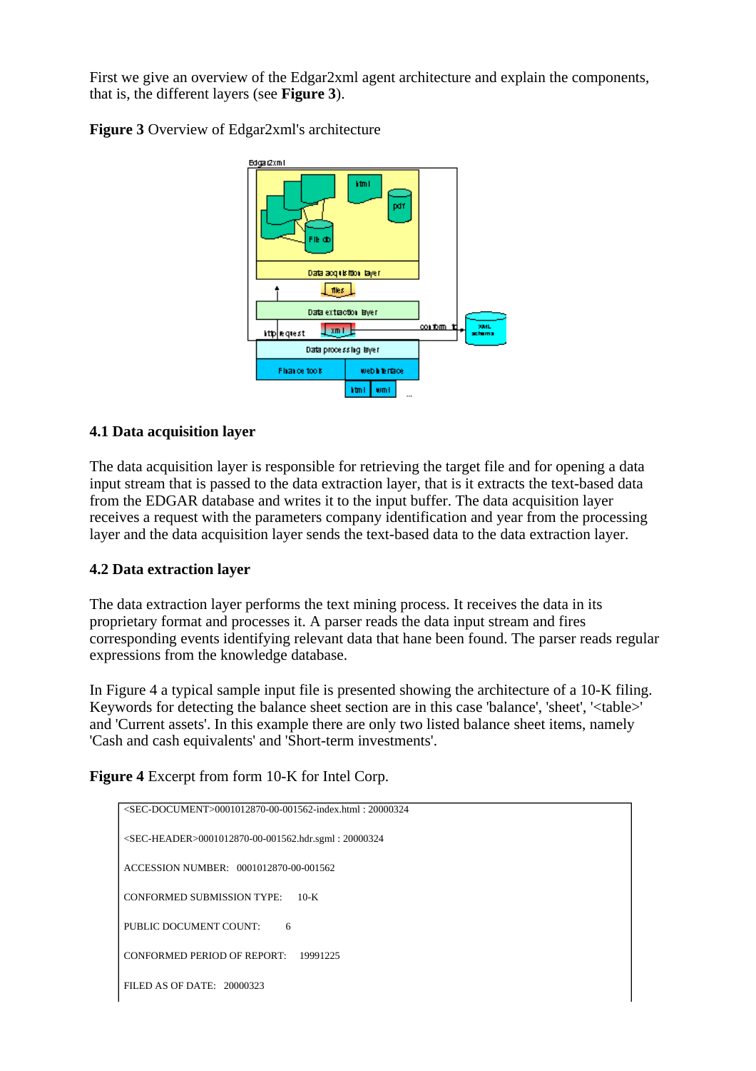First we give an overview of the Edgar2xml agent architecture and explain the components, that is, the different layers (see **Figure 3**).

**Figure 3** Overview of Edgar2xml's architecture

### 4.1 Data acquisition layer

The data acquisition layer is responsible for retrieving the target file and for opening a data input stream that is passed to the data extraction layer, that is it extracts the text-based data from the EDGAR database and writes it to the input buffer. The data acquisition layer receives a request with the parameters company identification and year from the processing layer and the data acquisition layer sends the text-based data to the data extraction layer.

### 4.2 Data extraction layer

The data extraction layer performs the text mining process. It receives the data in its proprietary format and processes it. A parser reads the data input stream and fires corresponding events identifying relevant data that hane been found. The parser reads regular expressions from the knowledge database.

In Figure 4 a typical sample input file is presented showing the architecture of a 10-K filing. Keywords for detecting the balance sheet section are in this case 'balance', 'sheet', '<table>' and 'Current assets'. In this example there are only two listed balance sheet items, namely 'Cash and cash equivalents' and 'Short-term investments'.

**Figure 4** Excerpt from form 10-K for Intel Corp.

```
<SEC-DOCUMENT>0001012870-00-001562-index.html : 20000324

<SEC-HEADER>0001012870-00-001562.hdr.sgml : 20000324

ACCESSION NUMBER:   0001012870-00-001562

CONFORMED SUBMISSION TYPE:    10-K

PUBLIC DOCUMENT COUNT:        6

CONFORMED PERIOD OF REPORT:    19991225

FILED AS OF DATE:   20000323
```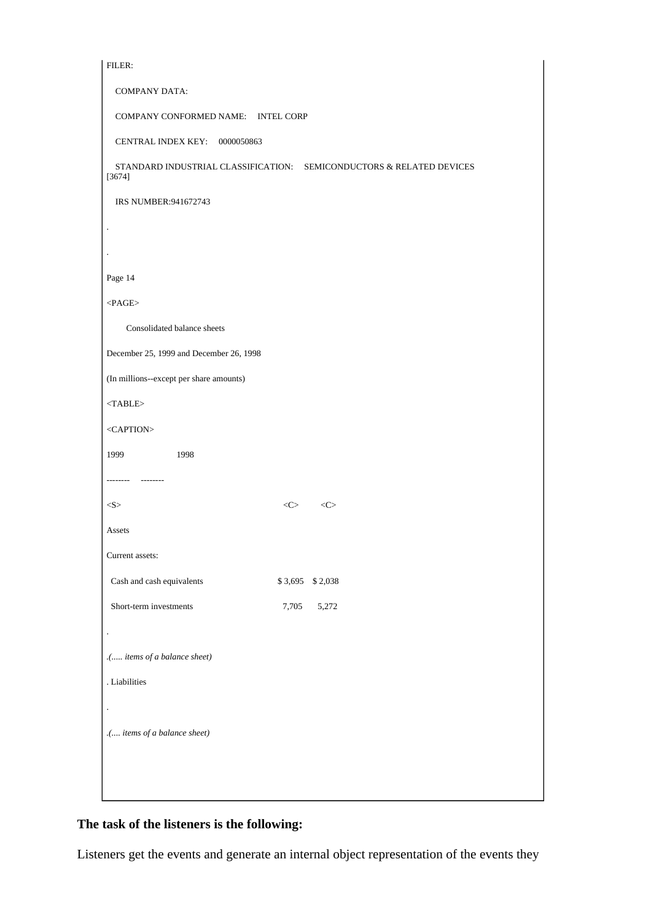```
FILER:

   COMPANY DATA:

   COMPANY CONFORMED NAME:    INTEL CORP

   CENTRAL INDEX KEY:    0000050863

   STANDARD INDUSTRIAL CLASSIFICATION:    SEMICONDUCTORS & RELATED DEVICES
[3674]

   IRS NUMBER:941672743

.

.

Page 14

<PAGE>

      Consolidated balance sheets

December 25, 1999 and December 26, 1998

(In millions--except per share amounts)

<TABLE>

<CAPTION>

1999                1998

--------    --------

<S>                                          <C>        <C>

Assets

Current assets:

  Cash and cash equivalents                  $ 3,695    $ 2,038

  Short-term investments                       7,705      5,272

.

.(..... items of a balance sheet)

. Liabilities

.

.(.... items of a balance sheet)
```

**The task of the listeners is the following:**

Listeners get the events and generate an internal object representation of the events they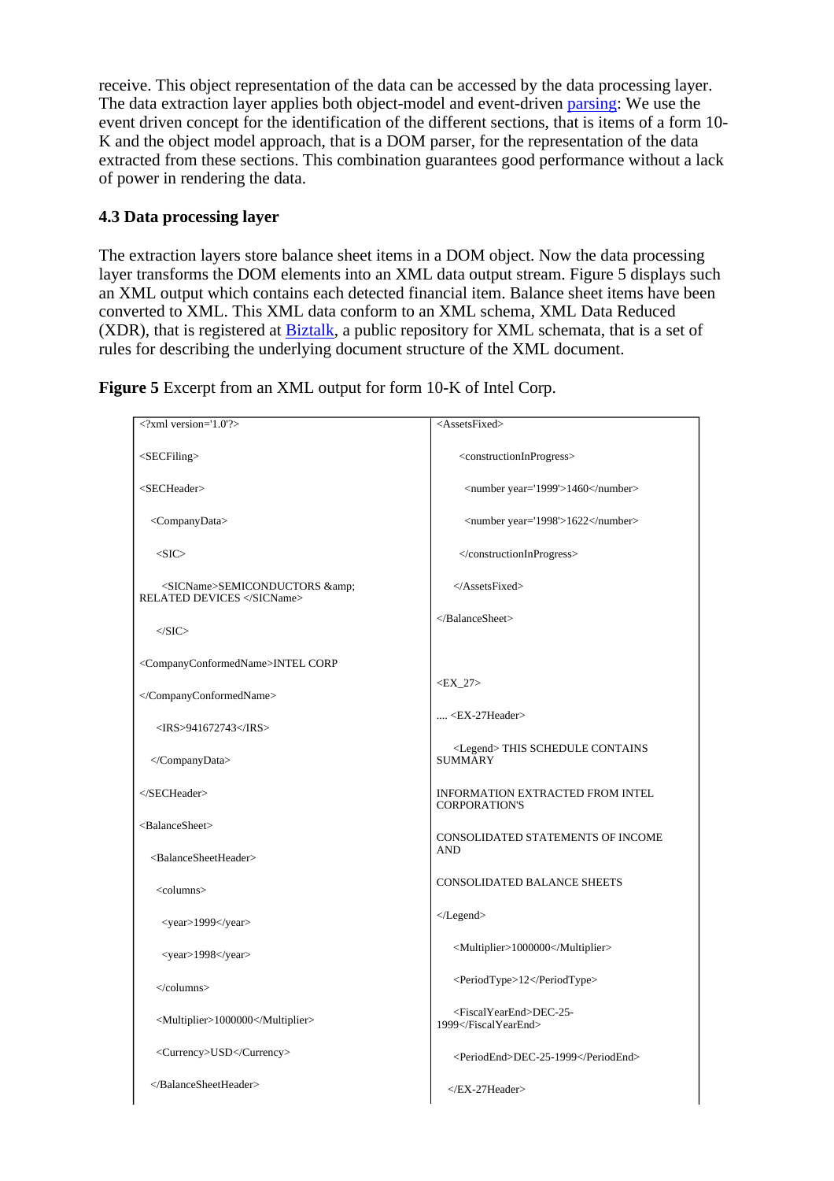receive. This object representation of the data can be accessed by the data processing layer. The data extraction layer applies both object-model and event-driven parsing: We use the event driven concept for the identification of the different sections, that is items of a form 10-K and the object model approach, that is a DOM parser, for the representation of the data extracted from these sections. This combination guarantees good performance without a lack of power in rendering the data.

### 4.3 Data processing layer

The extraction layers store balance sheet items in a DOM object. Now the data processing layer transforms the DOM elements into an XML data output stream. Figure 5 displays such an XML output which contains each detected financial item. Balance sheet items have been converted to XML. This XML data conform to an XML schema, XML Data Reduced (XDR), that is registered at Biztalk, a public repository for XML schemata, that is a set of rules for describing the underlying document structure of the XML document.

**Figure 5** Excerpt from an XML output for form 10-K of Intel Corp.

```
<?xml version='1.0'?>

<SECFiling>

<SECHeader>

  <CompanyData>

    <SIC>

      <SICName>SEMICONDUCTORS &amp;
RELATED DEVICES </SICName>

    </SIC>

<CompanyConformedName>INTEL CORP

</CompanyConformedName>

    <IRS>941672743</IRS>

  </CompanyData>

</SECHeader>

<BalanceSheet>

  <BalanceSheetHeader>

    <columns>

      <year>1999</year>

      <year>1998</year>

    </columns>

    <Multiplier>1000000</Multiplier>

    <Currency>USD</Currency>

  </BalanceSheetHeader>
```

```
<AssetsFixed>

      <constructionInProgress>

        <number year='1999'>1460</number>

        <number year='1998'>1622</number>

      </constructionInProgress>

    </AssetsFixed>

</BalanceSheet>



<EX_27>

.... <EX-27Header>

    <Legend> THIS SCHEDULE CONTAINS
SUMMARY

INFORMATION EXTRACTED FROM INTEL
CORPORATION'S

CONSOLIDATED STATEMENTS OF INCOME
AND

CONSOLIDATED BALANCE SHEETS

</Legend>

    <Multiplier>1000000</Multiplier>

    <PeriodType>12</PeriodType>

    <FiscalYearEnd>DEC-25-
1999</FiscalYearEnd>

    <PeriodEnd>DEC-25-1999</PeriodEnd>

  </EX-27Header>
```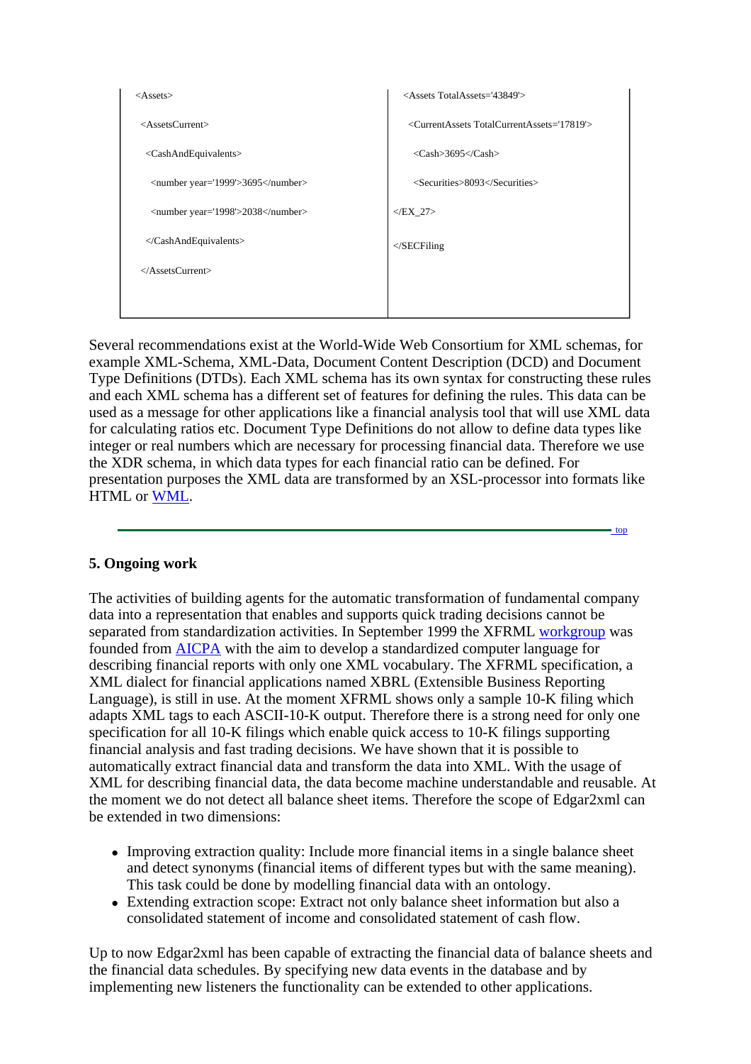| | |
|---|---|
| <Assets> | <Assets TotalAssets='43849'> |
| <AssetsCurrent> | <CurrentAssets TotalCurrentAssets='17819'> |
| <CashAndEquivalents> | <Cash>3695</Cash> |
| <number year='1999'>3695</number> | <Securities>8093</Securities> |
| <number year='1998'>2038</number> | </EX_27> |
| </CashAndEquivalents> | </SECFiling |
| </AssetsCurrent> | |

Several recommendations exist at the World-Wide Web Consortium for XML schemas, for example XML-Schema, XML-Data, Document Content Description (DCD) and Document Type Definitions (DTDs). Each XML schema has its own syntax for constructing these rules and each XML schema has a different set of features for defining the rules. This data can be used as a message for other applications like a financial analysis tool that will use XML data for calculating ratios etc. Document Type Definitions do not allow to define data types like integer or real numbers which are necessary for processing financial data. Therefore we use the XDR schema, in which data types for each financial ratio can be defined. For presentation purposes the XML data are transformed by an XSL-processor into formats like HTML or WML.

top

### 5. Ongoing work

The activities of building agents for the automatic transformation of fundamental company data into a representation that enables and supports quick trading decisions cannot be separated from standardization activities. In September 1999 the XFRML workgroup was founded from AICPA with the aim to develop a standardized computer language for describing financial reports with only one XML vocabulary. The XFRML specification, a XML dialect for financial applications named XBRL (Extensible Business Reporting Language), is still in use. At the moment XFRML shows only a sample 10-K filing which adapts XML tags to each ASCII-10-K output. Therefore there is a strong need for only one specification for all 10-K filings which enable quick access to 10-K filings supporting financial analysis and fast trading decisions. We have shown that it is possible to automatically extract financial data and transform the data into XML. With the usage of XML for describing financial data, the data become machine understandable and reusable. At the moment we do not detect all balance sheet items. Therefore the scope of Edgar2xml can be extended in two dimensions:

- Improving extraction quality: Include more financial items in a single balance sheet and detect synonyms (financial items of different types but with the same meaning). This task could be done by modelling financial data with an ontology.
- Extending extraction scope: Extract not only balance sheet information but also a consolidated statement of income and consolidated statement of cash flow.

Up to now Edgar2xml has been capable of extracting the financial data of balance sheets and the financial data schedules. By specifying new data events in the database and by implementing new listeners the functionality can be extended to other applications.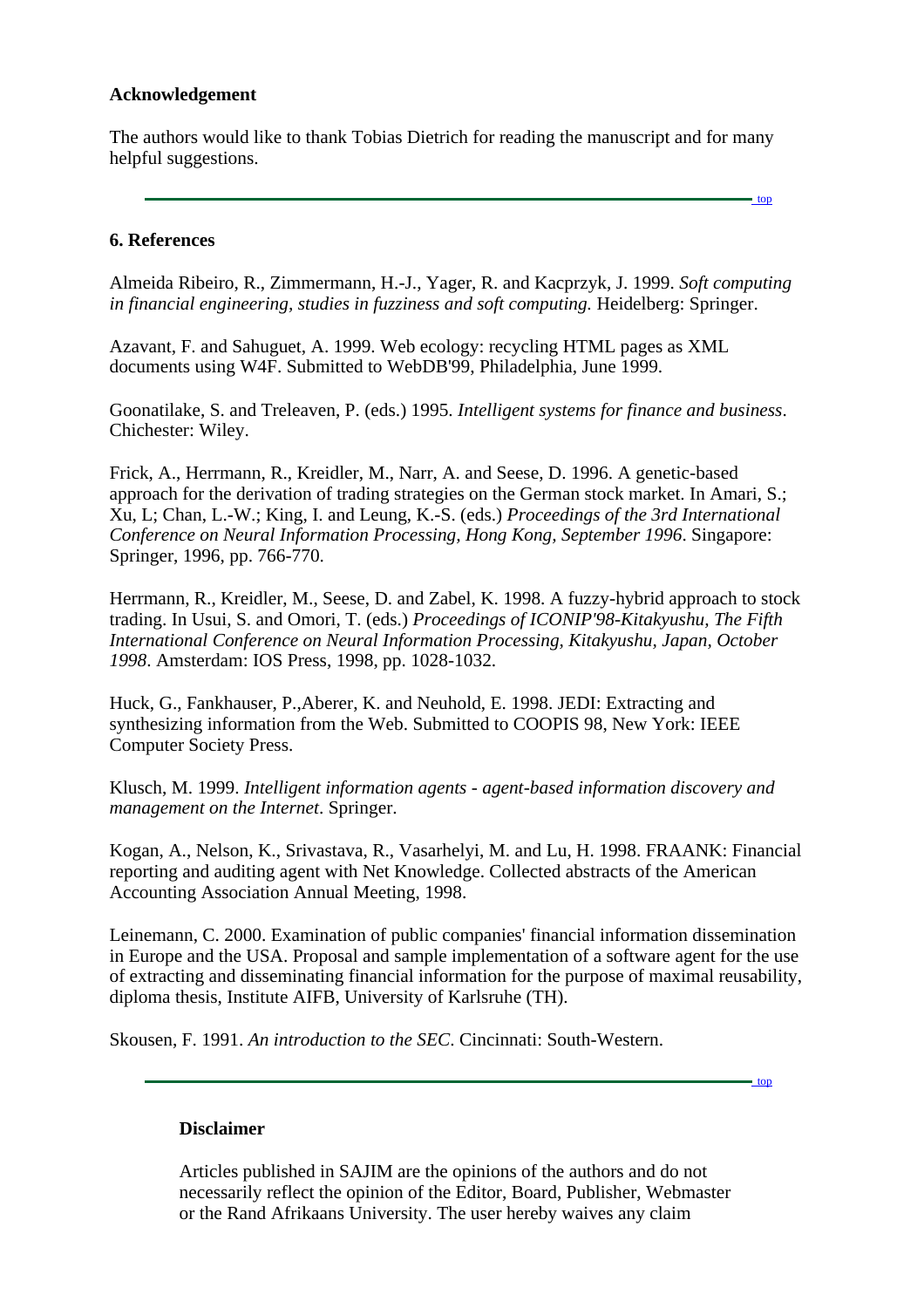**Acknowledgement**

The authors would like to thank Tobias Dietrich for reading the manuscript and for many helpful suggestions.

---

top

### 6. References

Almeida Ribeiro, R., Zimmermann, H.-J., Yager, R. and Kacprzyk, J. 1999. *Soft computing in financial engineering, studies in fuzziness and soft computing.* Heidelberg: Springer.

Azavant, F. and Sahuguet, A. 1999. Web ecology: recycling HTML pages as XML documents using W4F. Submitted to WebDB'99, Philadelphia, June 1999.

Goonatilake, S. and Treleaven, P. (eds.) 1995. *Intelligent systems for finance and business*. Chichester: Wiley.

Frick, A., Herrmann, R., Kreidler, M., Narr, A. and Seese, D. 1996. A genetic-based approach for the derivation of trading strategies on the German stock market. In Amari, S.; Xu, L; Chan, L.-W.; King, I. and Leung, K.-S. (eds.) *Proceedings of the 3rd International Conference on Neural Information Processing, Hong Kong, September 1996*. Singapore: Springer, 1996, pp. 766-770.

Herrmann, R., Kreidler, M., Seese, D. and Zabel, K. 1998. A fuzzy-hybrid approach to stock trading. In Usui, S. and Omori, T. (eds.) *Proceedings of ICONIP'98-Kitakyushu, The Fifth International Conference on Neural Information Processing, Kitakyushu, Japan, October 1998*. Amsterdam: IOS Press, 1998, pp. 1028-1032.

Huck, G., Fankhauser, P.,Aberer, K. and Neuhold, E. 1998. JEDI: Extracting and synthesizing information from the Web. Submitted to COOPIS 98, New York: IEEE Computer Society Press.

Klusch, M. 1999. *Intelligent information agents - agent-based information discovery and management on the Internet*. Springer.

Kogan, A., Nelson, K., Srivastava, R., Vasarhelyi, M. and Lu, H. 1998. FRAANK: Financial reporting and auditing agent with Net Knowledge. Collected abstracts of the American Accounting Association Annual Meeting, 1998.

Leinemann, C. 2000. Examination of public companies' financial information dissemination in Europe and the USA. Proposal and sample implementation of a software agent for the use of extracting and disseminating financial information for the purpose of maximal reusability, diploma thesis, Institute AIFB, University of Karlsruhe (TH).

Skousen, F. 1991. *An introduction to the SEC.* Cincinnati: South-Western.

---

top

**Disclaimer**

Articles published in SAJIM are the opinions of the authors and do not necessarily reflect the opinion of the Editor, Board, Publisher, Webmaster or the Rand Afrikaans University. The user hereby waives any claim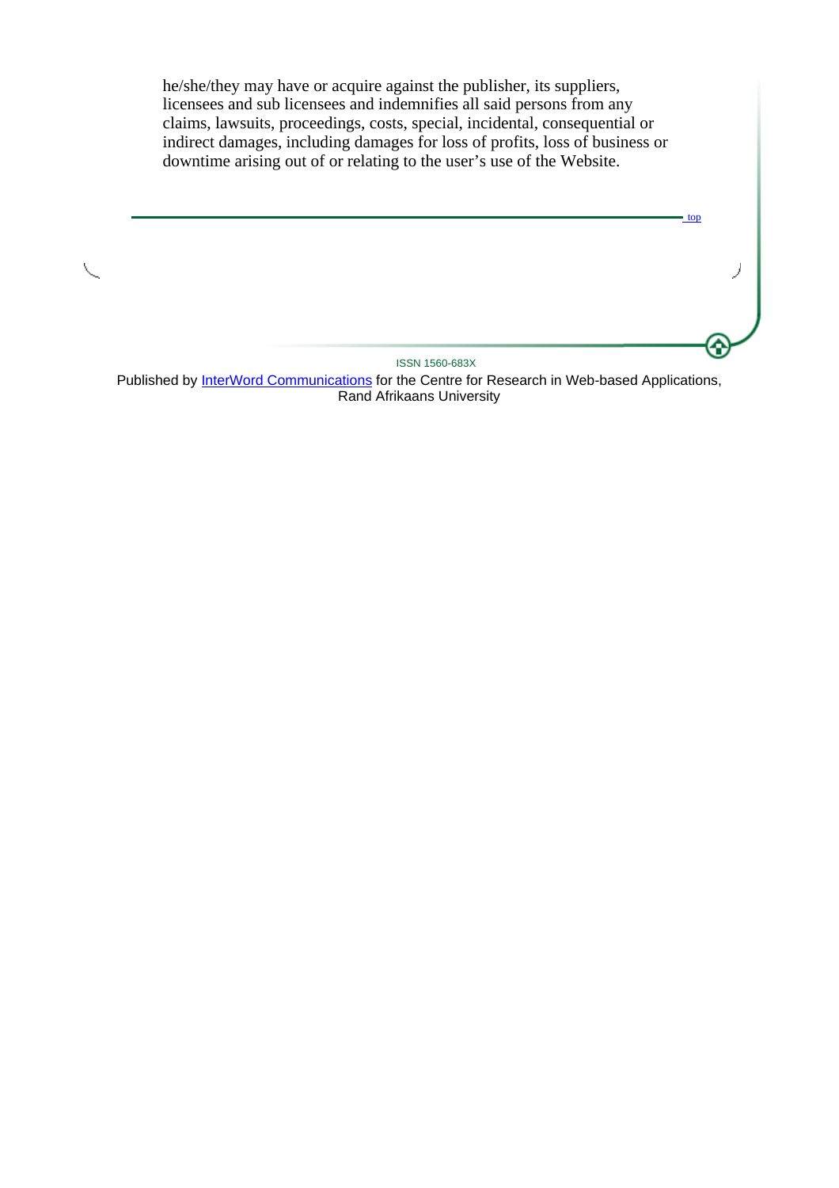he/she/they may have or acquire against the publisher, its suppliers, licensees and sub licensees and indemnifies all said persons from any claims, lawsuits, proceedings, costs, special, incidental, consequential or indirect damages, including damages for loss of profits, loss of business or downtime arising out of or relating to the user's use of the Website.

top

ISSN 1560-683X

Published by InterWord Communications for the Centre for Research in Web-based Applications, Rand Afrikaans University